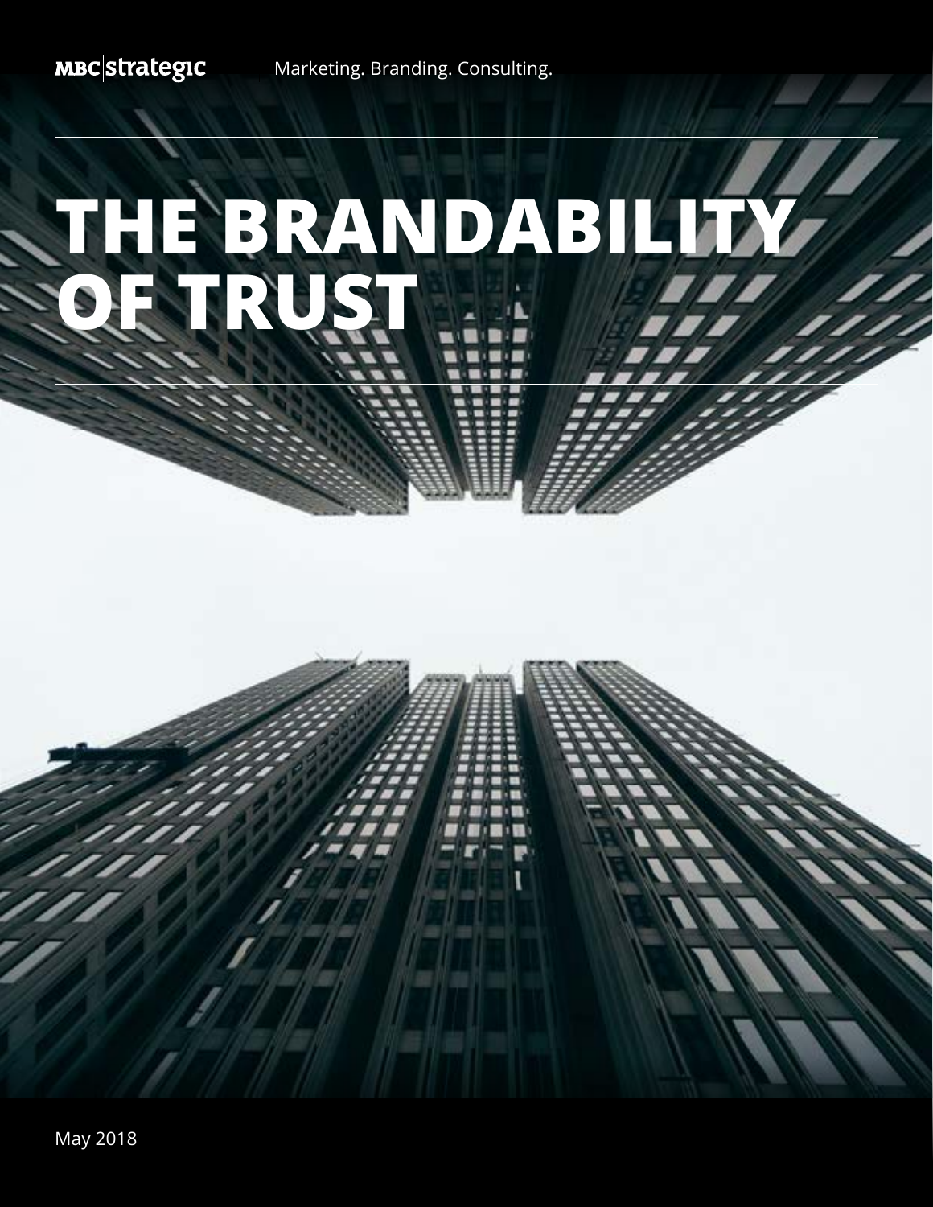MBC|strategic Marketing. Branding. Consulting.

# THE BRANDABILITY OF TRUST

May 2018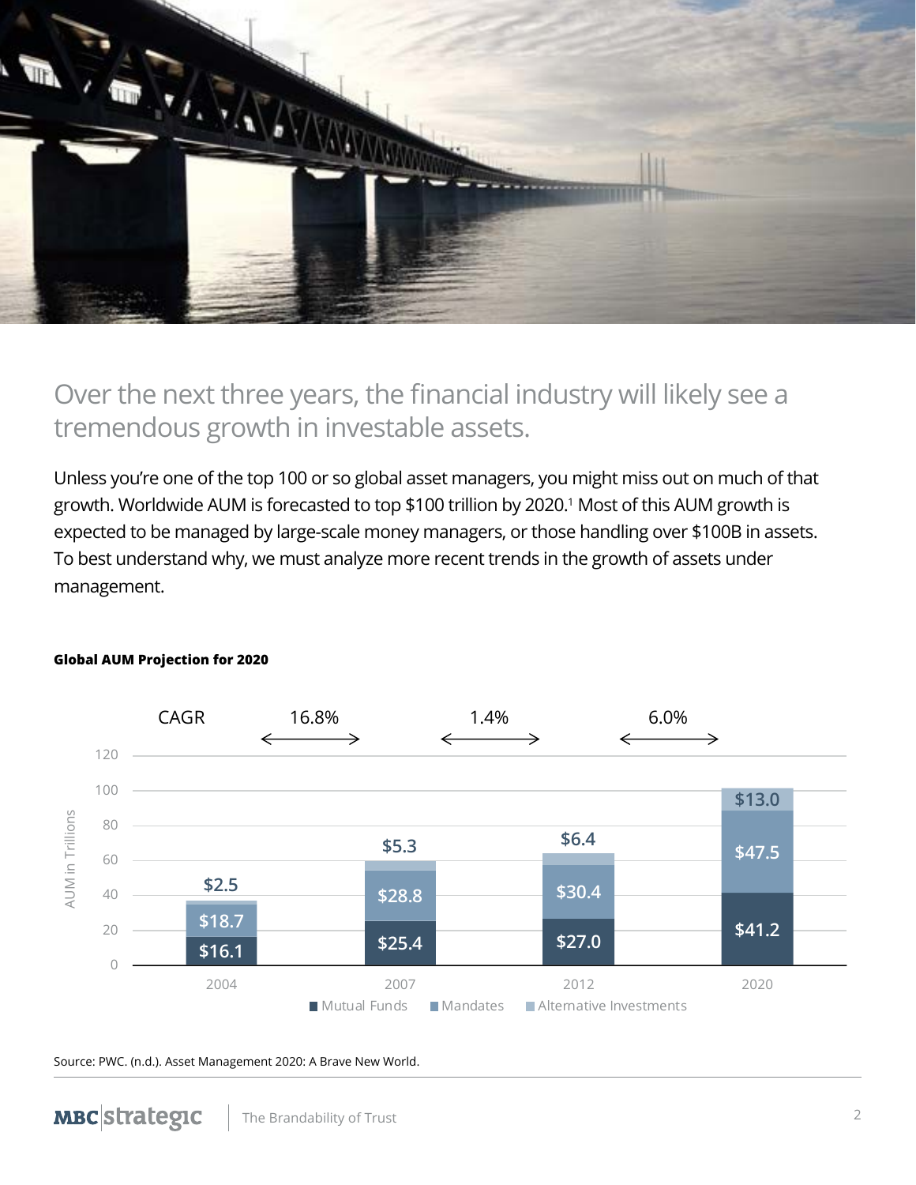## Over the next three years, the financial industry will likely see a tremendous growth in investable assets.

Unless you're one of the top 100 or so global asset managers, you might miss out on much of that growth. Worldwide AUM is forecasted to top $100 trillion by 2020.[1] Most of this AUM growth is expected to be managed by large-scale money managers, or those handling over $100B in assets. To best understand why, we must analyze more recent trends in the growth of assets under management.

**Global AUM Projection for 2020**

| AUM in Trillions | 2004 | 2007 | 2012 | 2020 |
|---|---|---|---|---|
| Mutual Funds | $16.1 | $25.4 | $27.0 | $41.2 |
| Mandates | $18.7 | $28.8 | $30.4 | $47.5 |
| Alternative Investments | $2.5 | $5.3 | $6.4 | $13.0 |

CAGR: 2004–2007: 16.8%; 2007–2012: 1.4%; 2012–2020: 6.0%

Source: PWC. (n.d.). Asset Management 2020: A Brave New World.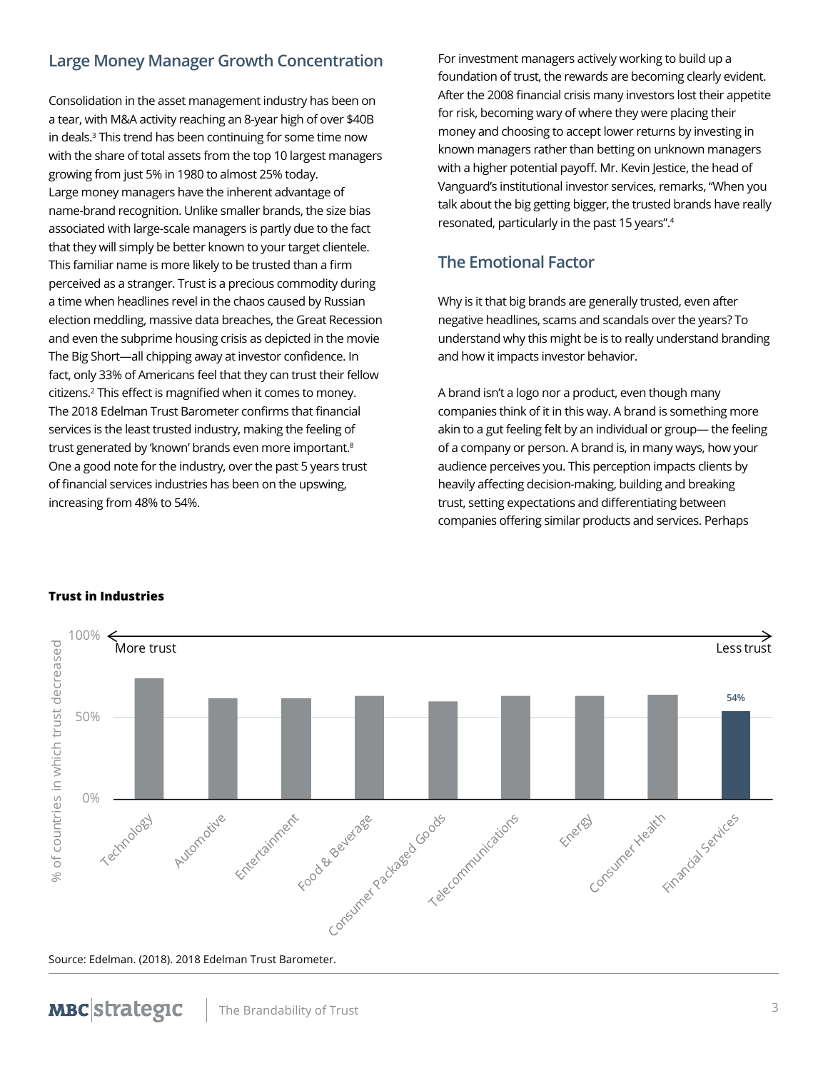## Large Money Manager Growth Concentration

Consolidation in the asset management industry has been on a tear, with M&A activity reaching an 8-year high of over $40B in deals.[3] This trend has been continuing for some time now with the share of total assets from the top 10 largest managers growing from just 5% in 1980 to almost 25% today. Large money managers have the inherent advantage of name-brand recognition. Unlike smaller brands, the size bias associated with large-scale managers is partly due to the fact that they will simply be better known to your target clientele. This familiar name is more likely to be trusted than a firm perceived as a stranger. Trust is a precious commodity during a time when headlines revel in the chaos caused by Russian election meddling, massive data breaches, the Great Recession and even the subprime housing crisis as depicted in the movie The Big Short—all chipping away at investor confidence. In fact, only 33% of Americans feel that they can trust their fellow citizens.[2] This effect is magnified when it comes to money. The 2018 Edelman Trust Barometer confirms that financial services is the least trusted industry, making the feeling of trust generated by 'known' brands even more important.[8] One a good note for the industry, over the past 5 years trust of financial services industries has been on the upswing, increasing from 48% to 54%.

For investment managers actively working to build up a foundation of trust, the rewards are becoming clearly evident. After the 2008 financial crisis many investors lost their appetite for risk, becoming wary of where they were placing their money and choosing to accept lower returns by investing in known managers rather than betting on unknown managers with a higher potential payoff. Mr. Kevin Jestice, the head of Vanguard's institutional investor services, remarks, "When you talk about the big getting bigger, the trusted brands have really resonated, particularly in the past 15 years".[4]

## The Emotional Factor

Why is it that big brands are generally trusted, even after negative headlines, scams and scandals over the years? To understand why this might be is to really understand branding and how it impacts investor behavior.

A brand isn't a logo nor a product, even though many companies think of it in this way. A brand is something more akin to a gut feeling felt by an individual or group— the feeling of a company or person. A brand is, in many ways, how your audience perceives you. This perception impacts clients by heavily affecting decision-making, building and breaking trust, setting expectations and differentiating between companies offering similar products and services. Perhaps

**Trust in Industries**

Y-axis: % of countries in which trust decreased (0%, 50%, 100%). Arrow: More trust ← → Less trust

Industries: Technology, Automotive, Entertainment, Food & Beverage, Consumer Packaged Goods, Telecommunications, Energy, Consumer Health, Financial Services (54%)

Source: Edelman. (2018). 2018 Edelman Trust Barometer.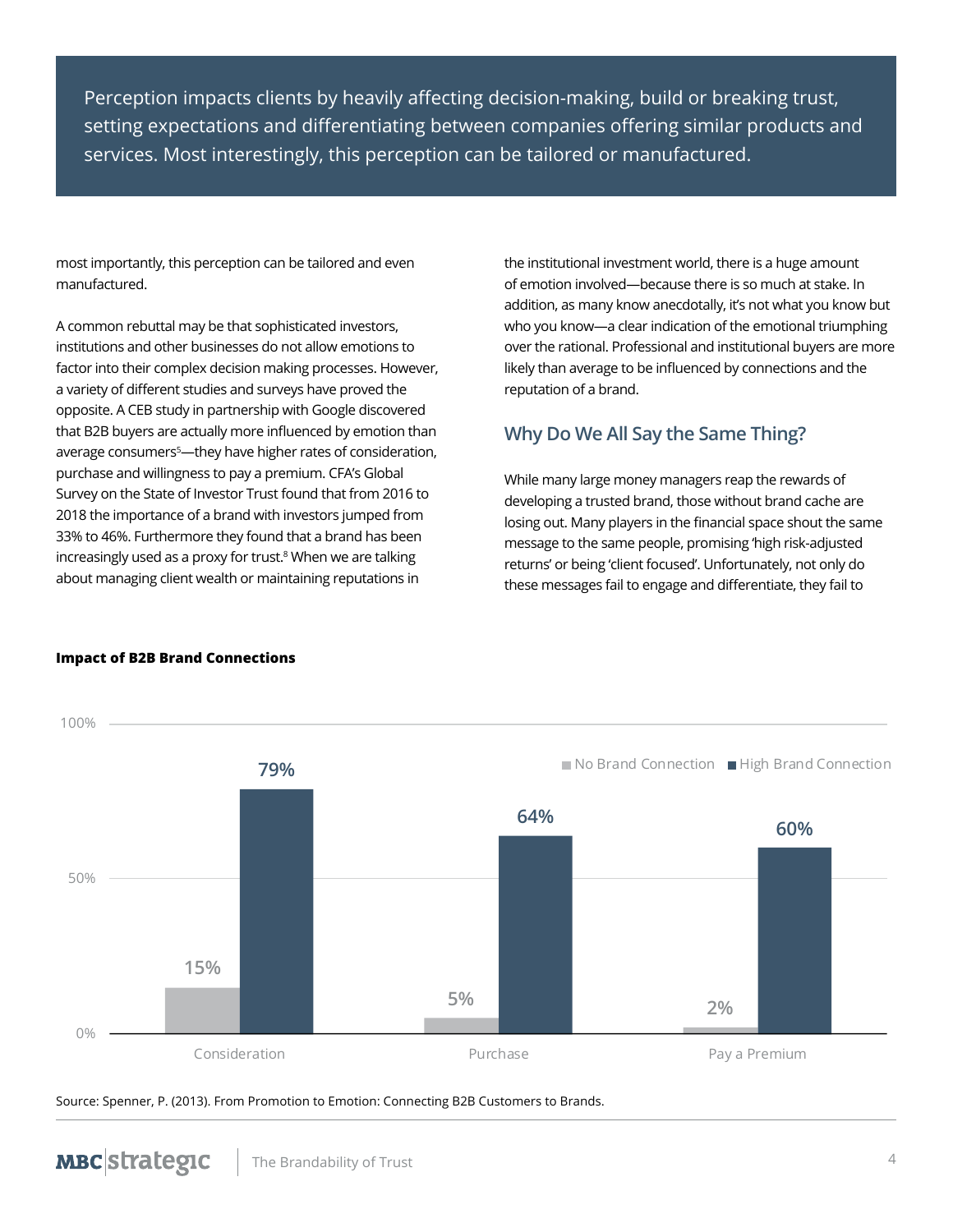> Perception impacts clients by heavily affecting decision-making, build or breaking trust, setting expectations and differentiating between companies offering similar products and services. Most interestingly, this perception can be tailored or manufactured.

most importantly, this perception can be tailored and even manufactured.

A common rebuttal may be that sophisticated investors, institutions and other businesses do not allow emotions to factor into their complex decision making processes. However, a variety of different studies and surveys have proved the opposite. A CEB study in partnership with Google discovered that B2B buyers are actually more influenced by emotion than average consumers[5]—they have higher rates of consideration, purchase and willingness to pay a premium. CFA's Global Survey on the State of Investor Trust found that from 2016 to 2018 the importance of a brand with investors jumped from 33% to 46%. Furthermore they found that a brand has been increasingly used as a proxy for trust.[8] When we are talking about managing client wealth or maintaining reputations in the institutional investment world, there is a huge amount of emotion involved—because there is so much at stake. In addition, as many know anecdotally, it's not what you know but who you know—a clear indication of the emotional triumphing over the rational. Professional and institutional buyers are more likely than average to be influenced by connections and the reputation of a brand.

## Why Do We All Say the Same Thing?

While many large money managers reap the rewards of developing a trusted brand, those without brand cache are losing out. Many players in the financial space shout the same message to the same people, promising 'high risk-adjusted returns' or being 'client focused'. Unfortunately, not only do these messages fail to engage and differentiate, they fail to

**Impact of B2B Brand Connections**

| | No Brand Connection | High Brand Connection |
|---|---|---|
| Consideration | 15% | 79% |
| Purchase | 5% | 64% |
| Pay a Premium | 2% | 60% |

Source: Spenner, P. (2013). From Promotion to Emotion: Connecting B2B Customers to Brands.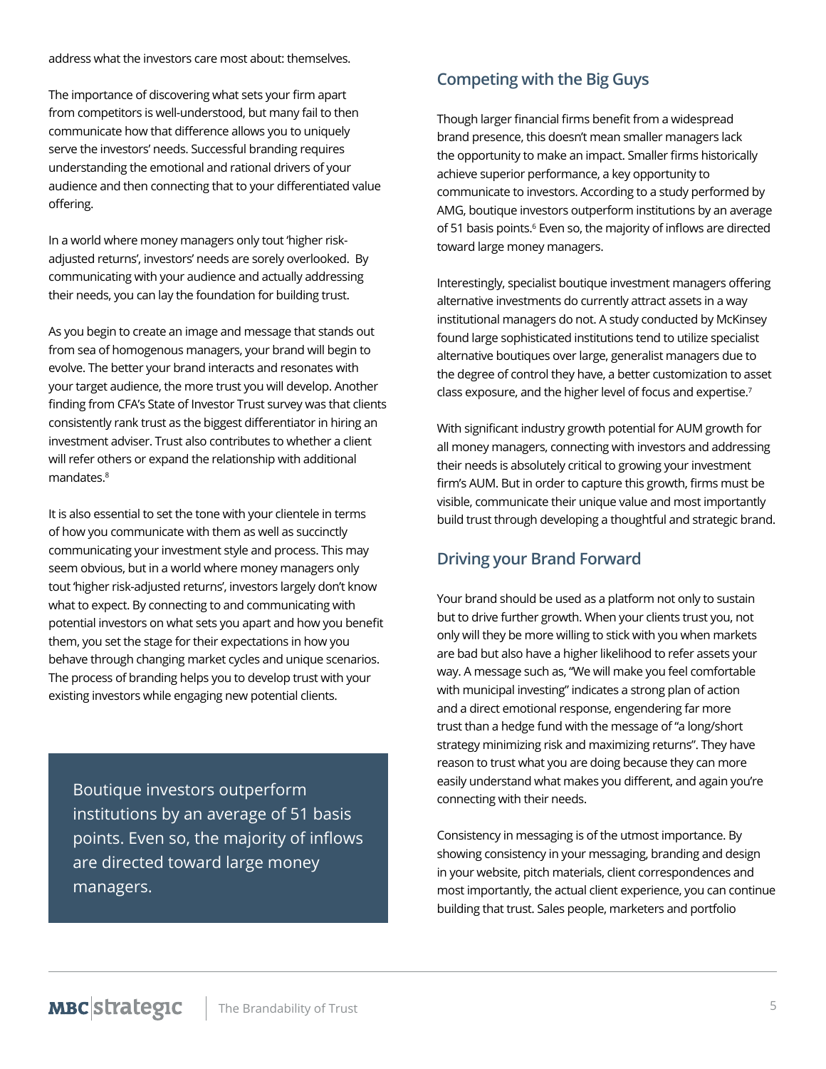address what the investors care most about: themselves.

The importance of discovering what sets your firm apart from competitors is well-understood, but many fail to then communicate how that difference allows you to uniquely serve the investors' needs. Successful branding requires understanding the emotional and rational drivers of your audience and then connecting that to your differentiated value offering.

In a world where money managers[6] only tout 'higher risk-adjusted returns', investors' needs are sorely overlooked. By communicating with your audience and actually addressing their needs, you can lay the foundation for building trust.

As you begin to create an image and message that stands out from sea of homogenous managers, your brand will begin to evolve. The better your brand interacts and resonates with your target audience, the more trust you will develop. Another finding from CFA's State of Investor Trust survey was that clients consistently rank trust as the biggest differentiator in hiring an investment adviser. Trust also contributes to whether a client will refer others or expand the relationship with additional mandates.[8]

It is also essential to set the tone with your clientele in terms of how you communicate with them as well as succinctly communicating your investment style and process. This may seem obvious, but in a world where money managers only tout 'higher risk-adjusted returns', investors largely don't know what to expect. By connecting to and communicating with potential investors on what sets you apart and how you benefit them, you set the stage for their expectations in how you behave through changing market cycles and unique scenarios. The process of branding helps you to develop trust with your existing investors while engaging new potential clients.

> Boutique investors outperform institutions by an average of 51 basis points. Even so, the majority of inflows are directed toward large money managers.

## Competing with the Big Guys

Though larger financial firms benefit from a widespread brand presence, this doesn't mean smaller managers lack the opportunity to make an impact. Smaller firms historically achieve superior performance, a key opportunity to communicate to investors. According to a study performed by AMG, boutique investors outperform institutions by an average of 51 basis points.[6] Even so, the majority of inflows are directed toward large money managers.

Interestingly, specialist boutique investment managers offering alternative investments do currently attract assets in a way institutional managers do not. A study conducted by McKinsey found large sophisticated institutions tend to utilize specialist alternative boutiques over large, generalist managers due to the degree of control they have, a better customization to asset class exposure, and the higher level of focus and expertise.[7]

With significant industry growth potential for AUM growth for all money managers, connecting with investors and addressing their needs is absolutely critical to growing your investment firm's AUM. But in order to capture this growth, firms must be visible, communicate their unique value and most importantly build trust through developing a thoughtful and strategic brand.

## Driving your Brand Forward

Your brand should be used as a platform not only to sustain but to drive further growth. When your clients trust you, not only will they be more willing to stick with you when markets are bad but also have a higher likelihood to refer assets your way. A message such as, "We will make you feel comfortable with municipal investing" indicates a strong plan of action and a direct emotional response, engendering far more trust than a hedge fund with the message of "a long/short strategy minimizing risk and maximizing returns". They have reason to trust what you are doing because they can more easily understand what makes you different, and again you're connecting with their needs.

Consistency in messaging is of the utmost importance. By showing consistency in your messaging, branding and design in your website, pitch materials, client correspondences and most importantly, the actual client experience, you can continue building that trust. Sales people, marketers and portfolio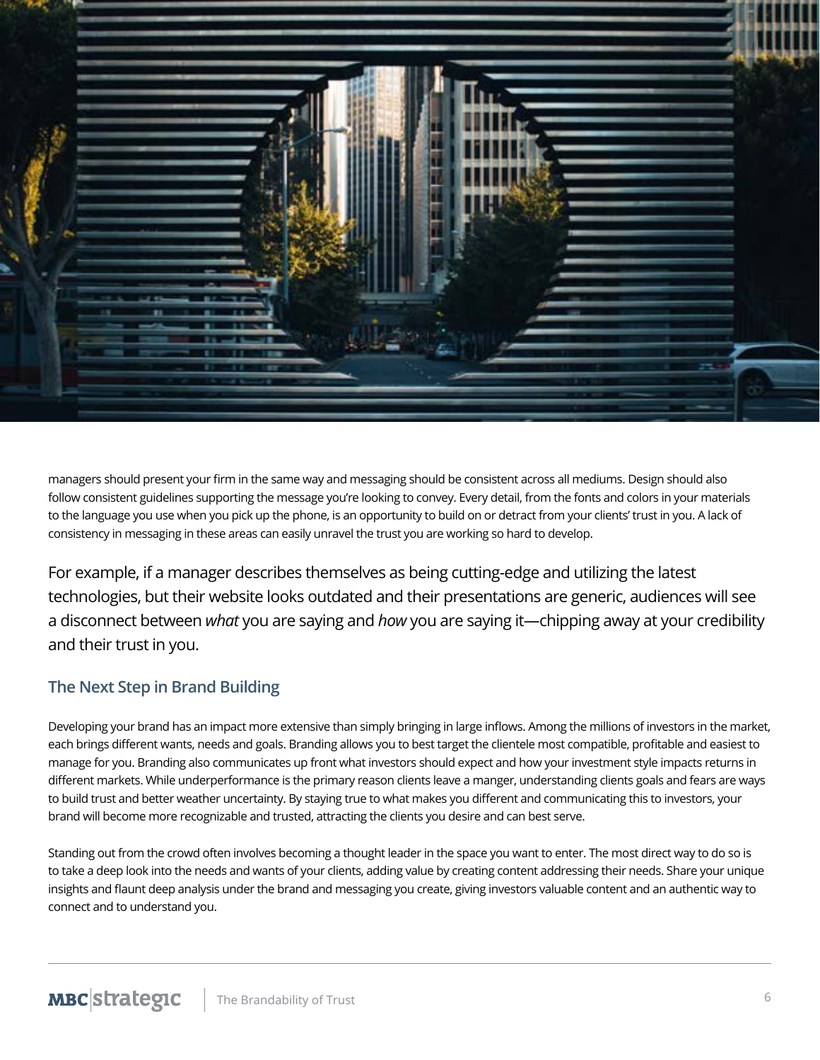managers should present your firm in the same way and messaging should be consistent across all mediums. Design should also follow consistent guidelines supporting the message you're looking to convey. Every detail, from the fonts and colors in your materials to the language you use when you pick up the phone, is an opportunity to build on or detract from your clients' trust in you. A lack of consistency in messaging in these areas can easily unravel the trust you are working so hard to develop.

For example, if a manager describes themselves as being cutting-edge and utilizing the latest technologies, but their website looks outdated and their presentations are generic, audiences will see a disconnect between *what* you are saying and *how* you are saying it—chipping away at your credibility and their trust in you.

### The Next Step in Brand Building

Developing your brand has an impact more extensive than simply bringing in large inflows. Among the millions of investors in the market, each brings different wants, needs and goals. Branding allows you to best target the clientele most compatible, profitable and easiest to manage for you. Branding also communicates up front what investors should expect and how your investment style impacts returns in different markets. While underperformance is the primary reason clients leave a manger, understanding clients goals and fears are ways to build trust and better weather uncertainty. By staying true to what makes you different and communicating this to investors, your brand will become more recognizable and trusted, attracting the clients you desire and can best serve.

Standing out from the crowd often involves becoming a thought leader in the space you want to enter. The most direct way to do so is to take a deep look into the needs and wants of your clients, adding value by creating content addressing their needs. Share your unique insights and flaunt deep analysis under the brand and messaging you create, giving investors valuable content and an authentic way to connect and to understand you.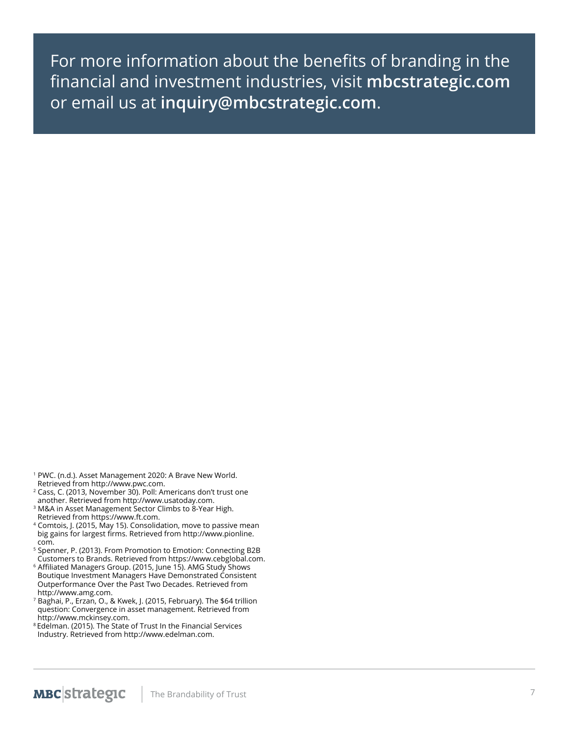For more information about the benefits of branding in the financial and investment industries, visit **mbcstrategic.com** or email us at **inquiry@mbcstrategic.com**.

[1] PWC. (n.d.). Asset Management 2020: A Brave New World. Retrieved from http://www.pwc.com.
[2] Cass, C. (2013, November 30). Poll: Americans don't trust one another. Retrieved from http://www.usatoday.com.
[3] M&A in Asset Management Sector Climbs to 8-Year High. Retrieved from https://www.ft.com.
[4] Comtois, J. (2015, May 15). Consolidation, move to passive mean big gains for largest firms. Retrieved from http://www.pionline.com.
[5] Spenner, P. (2013). From Promotion to Emotion: Connecting B2B Customers to Brands. Retrieved from https://www.cebglobal.com.
[6] Affiliated Managers Group. (2015, June 15). AMG Study Shows Boutique Investment Managers Have Demonstrated Consistent Outperformance Over the Past Two Decades. Retrieved from http://www.amg.com.
[7] Baghai, P., Erzan, O., & Kwek, J. (2015, February). The $64 trillion question: Convergence in asset management. Retrieved from http://www.mckinsey.com.
[8] Edelman. (2015). The State of Trust In the Financial Services Industry. Retrieved from http://www.edelman.com.